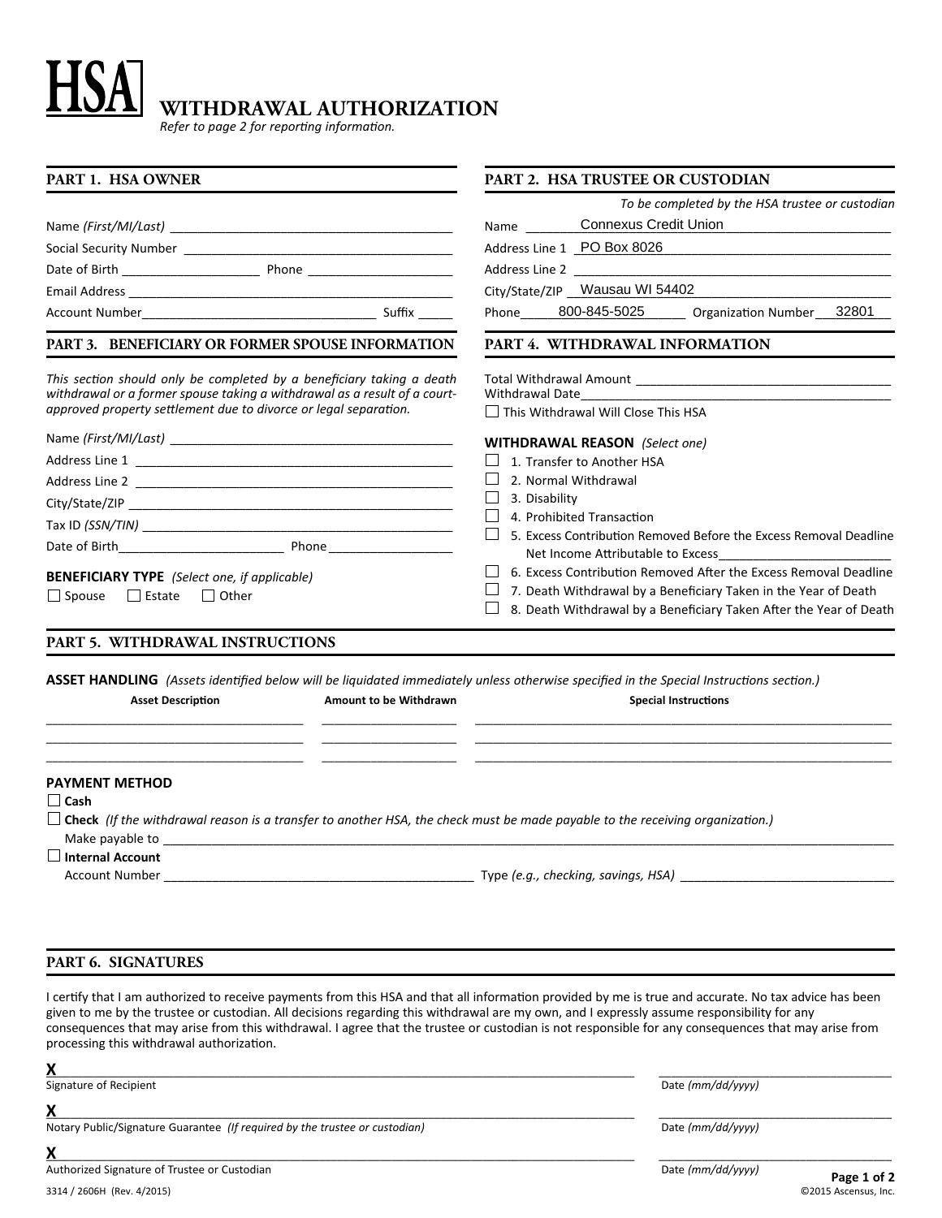# HSA WITHDRAWAL AUTHORIZATION

*Refer to page 2 for reporting information.*

## PART 1. HSA OWNER

Name *(First/MI/Last)* \_\_\_\_\_\_\_\_\_\_\_\_\_\_\_\_\_\_\_\_

Social Security Number \_\_\_\_\_\_\_\_\_\_\_\_\_\_\_\_\_\_\_\_

Date of Birth \_\_\_\_\_\_\_\_\_\_ Phone \_\_\_\_\_\_\_\_\_\_

Email Address \_\_\_\_\_\_\_\_\_\_\_\_\_\_\_\_\_\_\_\_

Account Number\_\_\_\_\_\_\_\_\_\_\_\_\_\_\_\_ Suffix \_\_\_\_\_

## PART 2. HSA TRUSTEE OR CUSTODIAN

*To be completed by the HSA trustee or custodian*

Name Connexus Credit Union

Address Line 1 PO Box 8026

Address Line 2 \_\_\_\_\_\_\_\_\_\_\_\_\_\_\_\_\_\_\_\_

City/State/ZIP Wausau WI 54402

Phone 800-845-5025 Organization Number 32801

## PART 3. BENEFICIARY OR FORMER SPOUSE INFORMATION

*This section should only be completed by a beneficiary taking a death withdrawal or a former spouse taking a withdrawal as a result of a court-approved property settlement due to divorce or legal separation.*

Name *(First/MI/Last)* \_\_\_\_\_\_\_\_\_\_\_\_\_\_\_\_\_\_\_\_

Address Line 1 \_\_\_\_\_\_\_\_\_\_\_\_\_\_\_\_\_\_\_\_

Address Line 2 \_\_\_\_\_\_\_\_\_\_\_\_\_\_\_\_\_\_\_\_

City/State/ZIP \_\_\_\_\_\_\_\_\_\_\_\_\_\_\_\_\_\_\_\_

Tax ID *(SSN/TIN)* \_\_\_\_\_\_\_\_\_\_\_\_\_\_\_\_\_\_\_\_

Date of Birth\_\_\_\_\_\_\_\_\_\_ Phone \_\_\_\_\_\_\_\_\_\_

**BENEFICIARY TYPE** *(Select one, if applicable)*

☐ Spouse ☐ Estate ☐ Other

## PART 4. WITHDRAWAL INFORMATION

Total Withdrawal Amount \_\_\_\_\_\_\_\_\_\_\_\_\_\_\_\_\_\_\_\_

Withdrawal Date\_\_\_\_\_\_\_\_\_\_\_\_\_\_\_\_\_\_\_\_

☐ This Withdrawal Will Close This HSA

**WITHDRAWAL REASON** *(Select one)*

- ☐ 1. Transfer to Another HSA
- ☐ 2. Normal Withdrawal
- ☐ 3. Disability
- ☐ 4. Prohibited Transaction
- ☐ 5. Excess Contribution Removed Before the Excess Removal Deadline
  Net Income Attributable to Excess\_\_\_\_\_\_\_\_\_\_\_\_\_\_\_\_\_\_\_\_
- ☐ 6. Excess Contribution Removed After the Excess Removal Deadline
- ☐ 7. Death Withdrawal by a Beneficiary Taken in the Year of Death
- ☐ 8. Death Withdrawal by a Beneficiary Taken After the Year of Death

## PART 5. WITHDRAWAL INSTRUCTIONS

**ASSET HANDLING** *(Assets identified below will be liquidated immediately unless otherwise specified in the Special Instructions section.)*

| Asset Description | Amount to be Withdrawn | Special Instructions |
|---|---|---|
| | | |
| | | |
| | | |

**PAYMENT METHOD**

☐ **Cash**

☐ **Check** *(If the withdrawal reason is a transfer to another HSA, the check must be made payable to the receiving organization.)*

Make payable to \_\_\_\_\_\_\_\_\_\_\_\_\_\_\_\_\_\_\_\_

☐ **Internal Account**

Account Number \_\_\_\_\_\_\_\_\_\_\_\_\_\_\_\_\_\_\_\_ Type *(e.g., checking, savings, HSA)* \_\_\_\_\_\_\_\_\_\_\_\_\_\_\_\_\_\_\_\_

## PART 6. SIGNATURES

I certify that I am authorized to receive payments from this HSA and that all information provided by me is true and accurate. No tax advice has been given to me by the trustee or custodian. All decisions regarding this withdrawal are my own, and I expressly assume responsibility for any consequences that may arise from this withdrawal. I agree that the trustee or custodian is not responsible for any consequences that may arise from processing this withdrawal authorization.

**X**\_\_\_\_\_\_\_\_\_\_\_\_\_\_\_\_\_\_\_\_ \_\_\_\_\_\_\_\_\_\_\_\_\_\_\_\_\_\_\_\_
Signature of Recipient — Date *(mm/dd/yyyy)*

**X**\_\_\_\_\_\_\_\_\_\_\_\_\_\_\_\_\_\_\_\_ \_\_\_\_\_\_\_\_\_\_\_\_\_\_\_\_\_\_\_\_
Notary Public/Signature Guarantee *(If required by the trustee or custodian)* — Date *(mm/dd/yyyy)*

**X**\_\_\_\_\_\_\_\_\_\_\_\_\_\_\_\_\_\_\_\_ \_\_\_\_\_\_\_\_\_\_\_\_\_\_\_\_\_\_\_\_
Authorized Signature of Trustee or Custodian — Date *(mm/dd/yyyy)*

3314 / 2606H (Rev. 4/2015) ©2015 Ascensus, Inc.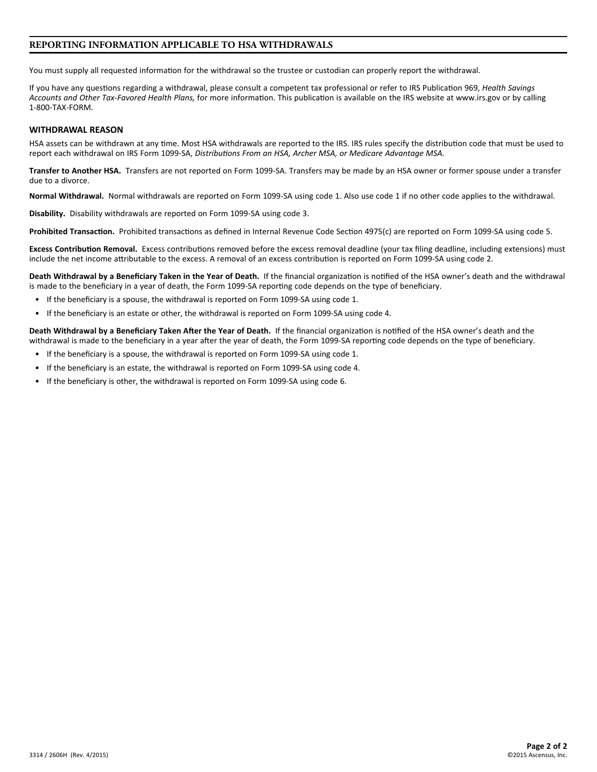## REPORTING INFORMATION APPLICABLE TO HSA WITHDRAWALS

You must supply all requested information for the withdrawal so the trustee or custodian can properly report the withdrawal.

If you have any questions regarding a withdrawal, please consult a competent tax professional or refer to IRS Publication 969, *Health Savings Accounts and Other Tax-Favored Health Plans,* for more information. This publication is available on the IRS website at www.irs.gov or by calling 1-800-TAX-FORM.

### WITHDRAWAL REASON

HSA assets can be withdrawn at any time. Most HSA withdrawals are reported to the IRS. IRS rules specify the distribution code that must be used to report each withdrawal on IRS Form 1099-SA, *Distributions From an HSA, Archer MSA, or Medicare Advantage MSA.*

**Transfer to Another HSA.** Transfers are not reported on Form 1099-SA. Transfers may be made by an HSA owner or former spouse under a transfer due to a divorce.

**Normal Withdrawal.** Normal withdrawals are reported on Form 1099-SA using code 1. Also use code 1 if no other code applies to the withdrawal.

**Disability.** Disability withdrawals are reported on Form 1099-SA using code 3.

**Prohibited Transaction.** Prohibited transactions as defined in Internal Revenue Code Section 4975(c) are reported on Form 1099-SA using code 5.

**Excess Contribution Removal.** Excess contributions removed before the excess removal deadline (your tax filing deadline, including extensions) must include the net income attributable to the excess. A removal of an excess contribution is reported on Form 1099-SA using code 2.

**Death Withdrawal by a Beneficiary Taken in the Year of Death.** If the financial organization is notified of the HSA owner's death and the withdrawal is made to the beneficiary in a year of death, the Form 1099-SA reporting code depends on the type of beneficiary.

- If the beneficiary is a spouse, the withdrawal is reported on Form 1099-SA using code 1.
- If the beneficiary is an estate or other, the withdrawal is reported on Form 1099-SA using code 4.

**Death Withdrawal by a Beneficiary Taken After the Year of Death.** If the financial organization is notified of the HSA owner's death and the withdrawal is made to the beneficiary in a year after the year of death, the Form 1099-SA reporting code depends on the type of beneficiary.

- If the beneficiary is a spouse, the withdrawal is reported on Form 1099-SA using code 1.
- If the beneficiary is an estate, the withdrawal is reported on Form 1099-SA using code 4.
- If the beneficiary is other, the withdrawal is reported on Form 1099-SA using code 6.

3314 / 2606H (Rev. 4/2015)

©2015 Ascensus, Inc.